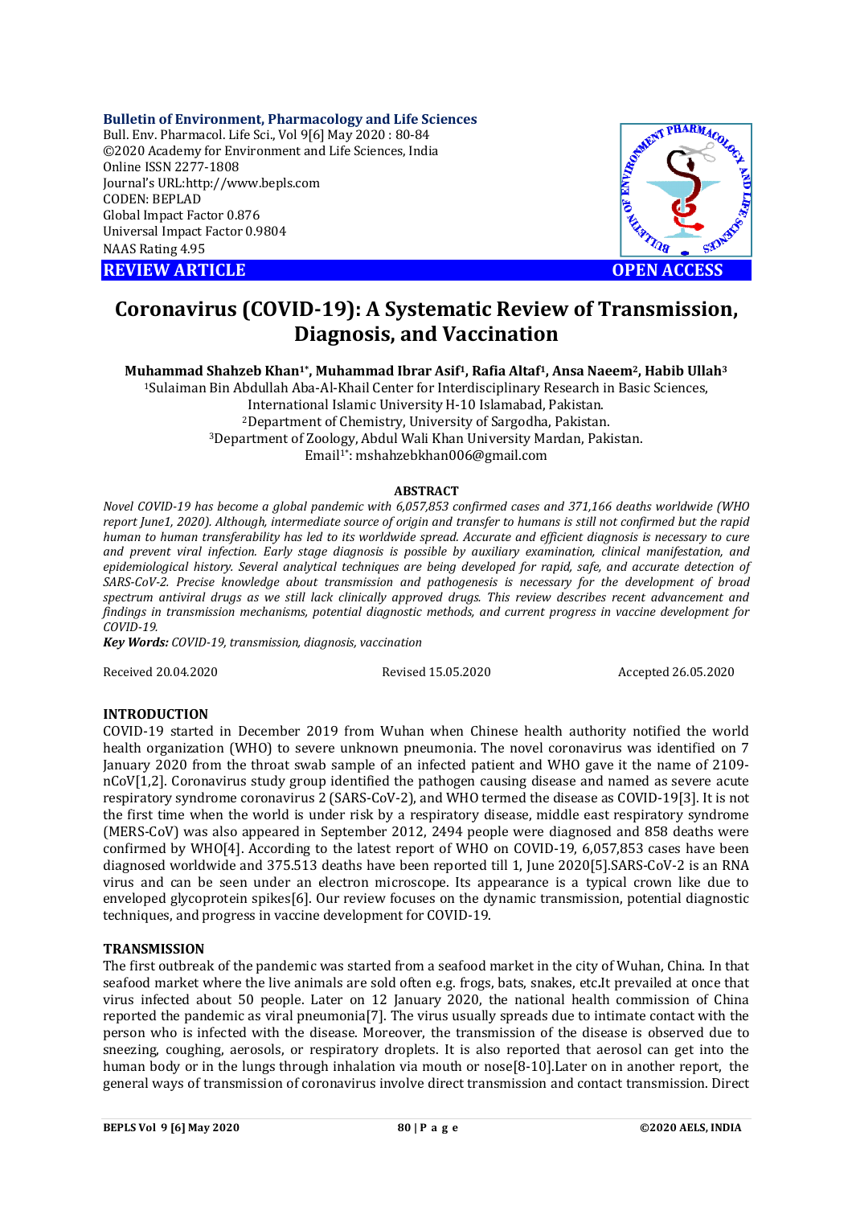**Bulletin of Environment, Pharmacology and Life Sciences**
Bull. Env. Pharmacol. Life Sci., Vol 9[6] May 2020 : 80-84
©2020 Academy for Environment and Life Sciences, India
Online ISSN 2277-1808
Journal's URL:http://www.bepls.com
CODEN: BEPLAD
Global Impact Factor 0.876
Universal Impact Factor 0.9804
NAAS Rating 4.95

**REVIEW ARTICLE** **OPEN ACCESS**

# Coronavirus (COVID-19): A Systematic Review of Transmission, Diagnosis, and Vaccination

**Muhammad Shahzeb Khan[1*], Muhammad Ibrar Asif[1], Rafia Altaf[1], Ansa Naeem[2], Habib Ullah[3]**

[1]Sulaiman Bin Abdullah Aba-Al-Khail Center for Interdisciplinary Research in Basic Sciences, International Islamic University H-10 Islamabad, Pakistan.
[2]Department of Chemistry, University of Sargodha, Pakistan.
[3]Department of Zoology, Abdul Wali Khan University Mardan, Pakistan.
Email[1*]: mshahzebkhan006@gmail.com

## ABSTRACT

*Novel COVID-19 has become a global pandemic with 6,057,853 confirmed cases and 371,166 deaths worldwide (WHO report June1, 2020). Although, intermediate source of origin and transfer to humans is still not confirmed but the rapid human to human transferability has led to its worldwide spread. Accurate and efficient diagnosis is necessary to cure and prevent viral infection. Early stage diagnosis is possible by auxiliary examination, clinical manifestation, and epidemiological history. Several analytical techniques are being developed for rapid, safe, and accurate detection of SARS-CoV-2. Precise knowledge about transmission and pathogenesis is necessary for the development of broad spectrum antiviral drugs as we still lack clinically approved drugs. This review describes recent advancement and findings in transmission mechanisms, potential diagnostic methods, and current progress in vaccine development for COVID-19.*

***Key Words:*** *COVID-19, transmission, diagnosis, vaccination*

Received 20.04.2020 Revised 15.05.2020 Accepted 26.05.2020

## INTRODUCTION

COVID-19 started in December 2019 from Wuhan when Chinese health authority notified the world health organization (WHO) to severe unknown pneumonia. The novel coronavirus was identified on 7 January 2020 from the throat swab sample of an infected patient and WHO gave it the name of 2109-nCoV[1,2]. Coronavirus study group identified the pathogen causing disease and named as severe acute respiratory syndrome coronavirus 2 (SARS-CoV-2), and WHO termed the disease as COVID-19[3]. It is not the first time when the world is under risk by a respiratory disease, middle east respiratory syndrome (MERS-CoV) was also appeared in September 2012, 2494 people were diagnosed and 858 deaths were confirmed by WHO[4]. According to the latest report of WHO on COVID-19, 6,057,853 cases have been diagnosed worldwide and 375.513 deaths have been reported till 1, June 2020[5].SARS-CoV-2 is an RNA virus and can be seen under an electron microscope. Its appearance is a typical crown like due to enveloped glycoprotein spikes[6]. Our review focuses on the dynamic transmission, potential diagnostic techniques, and progress in vaccine development for COVID-19.

## TRANSMISSION

The first outbreak of the pandemic was started from a seafood market in the city of Wuhan, China. In that seafood market where the live animals are sold often e.g. frogs, bats, snakes, etc.It prevailed at once that virus infected about 50 people. Later on 12 January 2020, the national health commission of China reported the pandemic as viral pneumonia[7]. The virus usually spreads due to intimate contact with the person who is infected with the disease. Moreover, the transmission of the disease is observed due to sneezing, coughing, aerosols, or respiratory droplets. It is also reported that aerosol can get into the human body or in the lungs through inhalation via mouth or nose[8-10].Later on in another report, the general ways of transmission of coronavirus involve direct transmission and contact transmission. Direct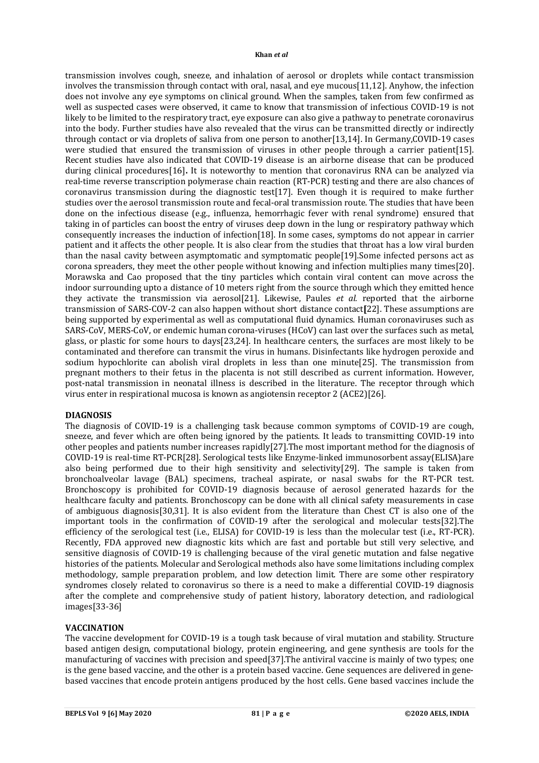transmission involves cough, sneeze, and inhalation of aerosol or droplets while contact transmission involves the transmission through contact with oral, nasal, and eye mucous[11,12]. Anyhow, the infection does not involve any eye symptoms on clinical ground. When the samples, taken from few confirmed as well as suspected cases were observed, it came to know that transmission of infectious COVID-19 is not likely to be limited to the respiratory tract, eye exposure can also give a pathway to penetrate coronavirus into the body. Further studies have also revealed that the virus can be transmitted directly or indirectly through contact or via droplets of saliva from one person to another[13,14]. In Germany,COVID-19 cases were studied that ensured the transmission of viruses in other people through a carrier patient[15]. Recent studies have also indicated that COVID-19 disease is an airborne disease that can be produced during clinical procedures[16]**.** It is noteworthy to mention that coronavirus RNA can be analyzed via real-time reverse transcription polymerase chain reaction (RT-PCR) testing and there are also chances of coronavirus transmission during the diagnostic test[17]. Even though it is required to make further studies over the aerosol transmission route and fecal-oral transmission route. The studies that have been done on the infectious disease (e.g., influenza, hemorrhagic fever with renal syndrome) ensured that taking in of particles can boost the entry of viruses deep down in the lung or respiratory pathway which consequently increases the induction of infection[18]. In some cases, symptoms do not appear in carrier patient and it affects the other people. It is also clear from the studies that throat has a low viral burden than the nasal cavity between asymptomatic and symptomatic people[19].Some infected persons act as corona spreaders, they meet the other people without knowing and infection multiplies many times[20]. Morawska and Cao proposed that the tiny particles which contain viral content can move across the indoor surrounding upto a distance of 10 meters right from the source through which they emitted hence they activate the transmission via aerosol[21]. Likewise, Paules *et al.* reported that the airborne transmission of SARS-COV-2 can also happen without short distance contact**[**22]. These assumptions are being supported by experimental as well as computational fluid dynamics. Human coronaviruses such as SARS-CoV, MERS-CoV, or endemic human corona-viruses (HCoV) can last over the surfaces such as metal, glass, or plastic for some hours to days[23,24]. In healthcare centers, the surfaces are most likely to be contaminated and therefore can transmit the virus in humans. Disinfectants like hydrogen peroxide and sodium hypochlorite can abolish viral droplets in less than one minute[25]. The transmission from pregnant mothers to their fetus in the placenta is not still described as current information. However, post-natal transmission in neonatal illness is described in the literature. The receptor through which virus enter in respirational mucosa is known as angiotensin receptor 2 (ACE2)[26].

## DIAGNOSIS

The diagnosis of COVID-19 is a challenging task because common symptoms of COVID-19 are cough, sneeze, and fever which are often being ignored by the patients. It leads to transmitting COVID-19 into other peoples and patients number increases rapidly[27].The most important method for the diagnosis of COVID-19 is real-time RT-PCR[28]. Serological tests like Enzyme-linked immunosorbent assay(ELISA)are also being performed due to their high sensitivity and selectivity[29]. The sample is taken from bronchoalveolar lavage (BAL) specimens, tracheal aspirate, or nasal swabs for the RT-PCR test. Bronchoscopy is prohibited for COVID-19 diagnosis because of aerosol generated hazards for the healthcare faculty and patients. Bronchoscopy can be done with all clinical safety measurements in case of ambiguous diagnosis[30,31]. It is also evident from the literature than Chest CT is also one of the important tools in the confirmation of COVID-19 after the serological and molecular tests[32].The efficiency of the serological test (i.e., ELISA) for COVID-19 is less than the molecular test (i.e., RT-PCR). Recently, FDA approved new diagnostic kits which are fast and portable but still very selective, and sensitive diagnosis of COVID-19 is challenging because of the viral genetic mutation and false negative histories of the patients. Molecular and Serological methods also have some limitations including complex methodology, sample preparation problem, and low detection limit. There are some other respiratory syndromes closely related to coronavirus so there is a need to make a differential COVID-19 diagnosis after the complete and comprehensive study of patient history, laboratory detection, and radiological images[33-36]

## VACCINATION

The vaccine development for COVID-19 is a tough task because of viral mutation and stability. Structure based antigen design, computational biology, protein engineering, and gene synthesis are tools for the manufacturing of vaccines with precision and speed[37].The antiviral vaccine is mainly of two types; one is the gene based vaccine, and the other is a protein based vaccine. Gene sequences are delivered in gene-based vaccines that encode protein antigens produced by the host cells. Gene based vaccines include the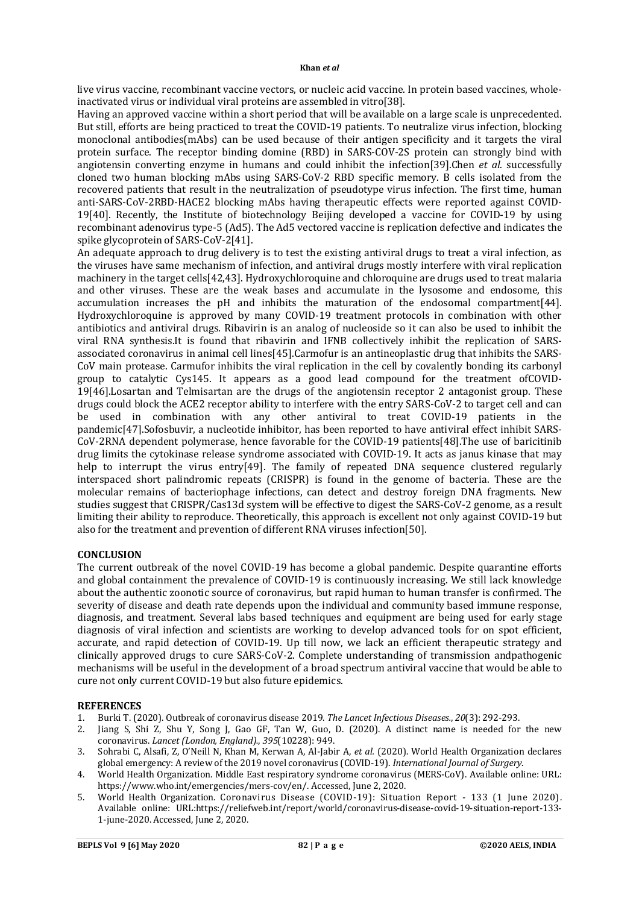live virus vaccine, recombinant vaccine vectors, or nucleic acid vaccine. In protein based vaccines, whole-inactivated virus or individual viral proteins are assembled in vitro[38].

Having an approved vaccine within a short period that will be available on a large scale is unprecedented. But still, efforts are being practiced to treat the COVID-19 patients. To neutralize virus infection, blocking monoclonal antibodies(mAbs) can be used because of their antigen specificity and it targets the viral protein surface. The receptor binding domine (RBD) in SARS-COV-2S protein can strongly bind with angiotensin converting enzyme in humans and could inhibit the infection[39].Chen *et al.* successfully cloned two human blocking mAbs using SARS-CoV-2 RBD specific memory. B cells isolated from the recovered patients that result in the neutralization of pseudotype virus infection. The first time, human anti-SARS-CoV-2RBD-HACE2 blocking mAbs having therapeutic effects were reported against COVID-19[40]. Recently, the Institute of biotechnology Beijing developed a vaccine for COVID-19 by using recombinant adenovirus type-5 (Ad5). The Ad5 vectored vaccine is replication defective and indicates the spike glycoprotein of SARS-CoV-2[41].

An adequate approach to drug delivery is to test the existing antiviral drugs to treat a viral infection, as the viruses have same mechanism of infection, and antiviral drugs mostly interfere with viral replication machinery in the target cells[42,43]. Hydroxychloroquine and chloroquine are drugs used to treat malaria and other viruses. These are the weak bases and accumulate in the lysosome and endosome, this accumulation increases the pH and inhibits the maturation of the endosomal compartment[44]. Hydroxychloroquine is approved by many COVID-19 treatment protocols in combination with other antibiotics and antiviral drugs. Ribavirin is an analog of nucleoside so it can also be used to inhibit the viral RNA synthesis.It is found that ribavirin and IFNB collectively inhibit the replication of SARS-associated coronavirus in animal cell lines[45].Carmofur is an antineoplastic drug that inhibits the SARS-CoV main protease. Carmufor inhibits the viral replication in the cell by covalently bonding its carbonyl group to catalytic Cys145. It appears as a good lead compound for the treatment ofCOVID-19[46].Losartan and Telmisartan are the drugs of the angiotensin receptor 2 antagonist group. These drugs could block the ACE2 receptor ability to interfere with the entry SARS-CoV-2 to target cell and can be used in combination with any other antiviral to treat COVID-19 patients in the pandemic[47].Sofosbuvir, a nucleotide inhibitor, has been reported to have antiviral effect inhibit SARS-CoV-2RNA dependent polymerase, hence favorable for the COVID-19 patients[48].The use of baricitinib drug limits the cytokinase release syndrome associated with COVID-19. It acts as janus kinase that may help to interrupt the virus entry[49]. The family of repeated DNA sequence clustered regularly interspaced short palindromic repeats (CRISPR) is found in the genome of bacteria. These are the molecular remains of bacteriophage infections, can detect and destroy foreign DNA fragments. New studies suggest that CRISPR/Cas13d system will be effective to digest the SARS-CoV-2 genome, as a result limiting their ability to reproduce. Theoretically, this approach is excellent not only against COVID-19 but also for the treatment and prevention of different RNA viruses infection[50].

## CONCLUSION

The current outbreak of the novel COVID-19 has become a global pandemic. Despite quarantine efforts and global containment the prevalence of COVID-19 is continuously increasing. We still lack knowledge about the authentic zoonotic source of coronavirus, but rapid human to human transfer is confirmed. The severity of disease and death rate depends upon the individual and community based immune response, diagnosis, and treatment. Several labs based techniques and equipment are being used for early stage diagnosis of viral infection and scientists are working to develop advanced tools for on spot efficient, accurate, and rapid detection of COVID-19. Up till now, we lack an efficient therapeutic strategy and clinically approved drugs to cure SARS-CoV-2. Complete understanding of transmission andpathogenic mechanisms will be useful in the development of a broad spectrum antiviral vaccine that would be able to cure not only current COVID-19 but also future epidemics.

## REFERENCES

1. Burki T. (2020). Outbreak of coronavirus disease 2019. *The Lancet Infectious Diseases., 20*(3): 292-293.
2. Jiang S, Shi Z, Shu Y, Song J, Gao GF, Tan W, Guo, D. (2020). A distinct name is needed for the new coronavirus. *Lancet (London, England)., 395*(10228): 949.
3. Sohrabi C, Alsafi, Z, O'Neill N, Khan M, Kerwan A, Al-Jabir A, *et al.* (2020). World Health Organization declares global emergency: A review of the 2019 novel coronavirus (COVID-19). *International Journal of Surgery.*
4. World Health Organization. Middle East respiratory syndrome coronavirus (MERS-CoV). Available online: URL: https://www.who.int/emergencies/mers-cov/en/. Accessed, June 2, 2020.
5. World Health Organization. Coronavirus Disease (COVID-19): Situation Report - 133 (1 June 2020). Available online: URL:https://reliefweb.int/report/world/coronavirus-disease-covid-19-situation-report-133-1-june-2020. Accessed, June 2, 2020.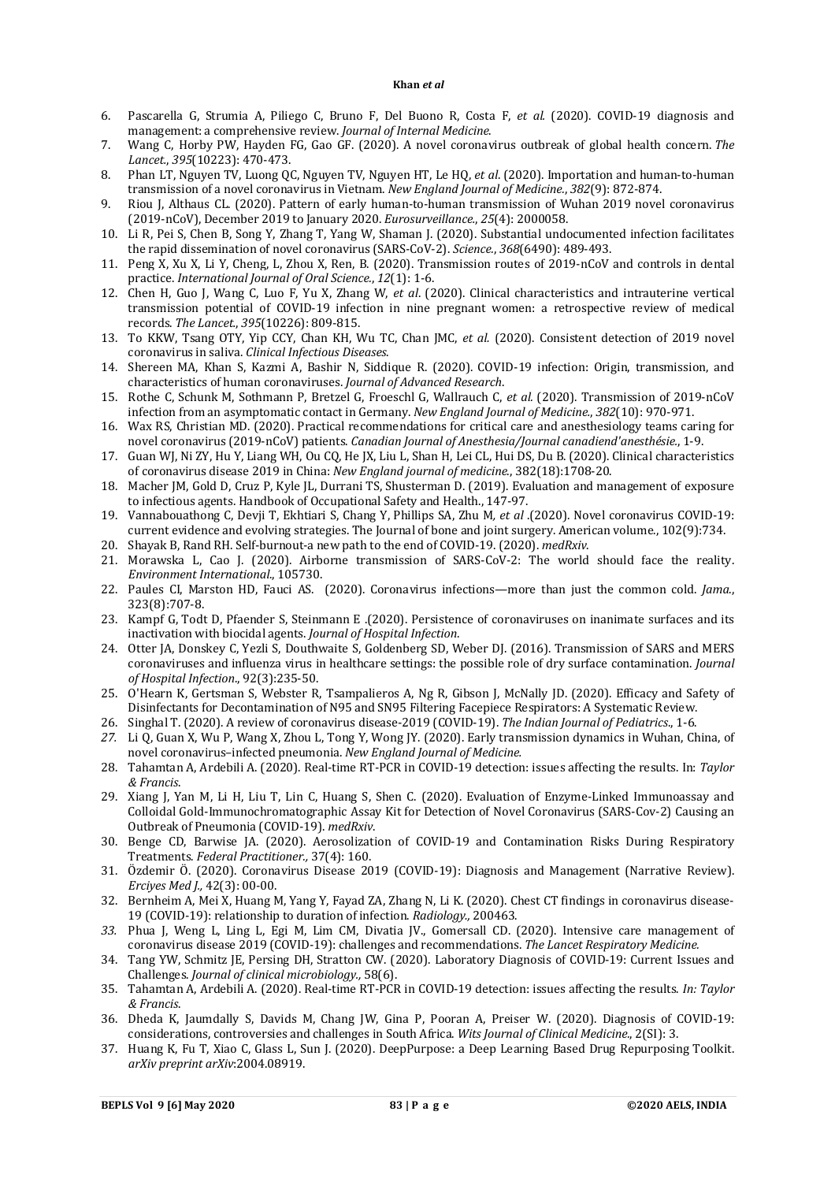6. Pascarella G, Strumia A, Piliego C, Bruno F, Del Buono R, Costa F, *et al.* (2020). COVID-19 diagnosis and management: a comprehensive review. *Journal of Internal Medicine.*
7. Wang C, Horby PW, Hayden FG, Gao GF. (2020). A novel coronavirus outbreak of global health concern. *The Lancet.*, *395*(10223): 470-473.
8. Phan LT, Nguyen TV, Luong QC, Nguyen TV, Nguyen HT, Le HQ, *et al*. (2020). Importation and human-to-human transmission of a novel coronavirus in Vietnam. *New England Journal of Medicine.*, *382*(9): 872-874.
9. Riou J, Althaus CL. (2020). Pattern of early human-to-human transmission of Wuhan 2019 novel coronavirus (2019-nCoV), December 2019 to January 2020. *Eurosurveillance.*, *25*(4): 2000058.
10. Li R, Pei S, Chen B, Song Y, Zhang T, Yang W, Shaman J. (2020). Substantial undocumented infection facilitates the rapid dissemination of novel coronavirus (SARS-CoV-2). *Science.*, *368*(6490): 489-493.
11. Peng X, Xu X, Li Y, Cheng, L, Zhou X, Ren, B. (2020). Transmission routes of 2019-nCoV and controls in dental practice. *International Journal of Oral Science.*, *12*(1): 1-6.
12. Chen H, Guo J, Wang C, Luo F, Yu X, Zhang W, *et al*. (2020). Clinical characteristics and intrauterine vertical transmission potential of COVID-19 infection in nine pregnant women: a retrospective review of medical records. *The Lancet.*, *395*(10226): 809-815.
13. To KKW, Tsang OTY, Yip CCY, Chan KH, Wu TC, Chan JMC, *et al.* (2020). Consistent detection of 2019 novel coronavirus in saliva. *Clinical Infectious Diseases*.
14. Shereen MA, Khan S, Kazmi A, Bashir N, Siddique R. (2020). COVID-19 infection: Origin, transmission, and characteristics of human coronaviruses. *Journal of Advanced Research*.
15. Rothe C, Schunk M, Sothmann P, Bretzel G, Froeschl G, Wallrauch C, *et al.* (2020). Transmission of 2019-nCoV infection from an asymptomatic contact in Germany. *New England Journal of Medicine.*, *382*(10): 970-971.
16. Wax RS, Christian MD. (2020). Practical recommendations for critical care and anesthesiology teams caring for novel coronavirus (2019-nCoV) patients. *Canadian Journal of Anesthesia/Journal canadiend'anesthésie.*, 1-9.
17. Guan WJ, Ni ZY, Hu Y, Liang WH, Ou CQ, He JX, Liu L, Shan H, Lei CL, Hui DS, Du B. (2020). Clinical characteristics of coronavirus disease 2019 in China: *New England journal of medicine.*, 382(18):1708-20.
18. Macher JM, Gold D, Cruz P, Kyle JL, Durrani TS, Shusterman D. (2019). Evaluation and management of exposure to infectious agents. Handbook of Occupational Safety and Health., 147-97.
19. Vannabouathong C, Devji T, Ekhtiari S, Chang Y, Phillips SA, Zhu M, *et al* .(2020). Novel coronavirus COVID-19: current evidence and evolving strategies. The Journal of bone and joint surgery. American volume., 102(9):734.
20. Shayak B, Rand RH. Self-burnout-a new path to the end of COVID-19. (2020). *medRxiv*.
21. Morawska L, Cao J. (2020). Airborne transmission of SARS-CoV-2: The world should face the reality. *Environment International*., 105730.
22. Paules CI, Marston HD, Fauci AS. (2020). Coronavirus infections—more than just the common cold. *Jama.*, 323(8):707-8.
23. Kampf G, Todt D, Pfaender S, Steinmann E .(2020). Persistence of coronaviruses on inanimate surfaces and its inactivation with biocidal agents. *Journal of Hospital Infection*.
24. Otter JA, Donskey C, Yezli S, Douthwaite S, Goldenberg SD, Weber DJ. (2016). Transmission of SARS and MERS coronaviruses and influenza virus in healthcare settings: the possible role of dry surface contamination. *Journal of Hospital Infection*., 92(3):235-50.
25. O'Hearn K, Gertsman S, Webster R, Tsampalieros A, Ng R, Gibson J, McNally JD. (2020). Efficacy and Safety of Disinfectants for Decontamination of N95 and SN95 Filtering Facepiece Respirators: A Systematic Review.
26. Singhal T. (2020). A review of coronavirus disease-2019 (COVID-19). *The Indian Journal of Pediatrics*., 1-6.
27. Li Q, Guan X, Wu P, Wang X, Zhou L, Tong Y, Wong JY. (2020). Early transmission dynamics in Wuhan, China, of novel coronavirus–infected pneumonia. *New England Journal of Medicine.*
28. Tahamtan A, Ardebili A. (2020). Real-time RT-PCR in COVID-19 detection: issues affecting the results. In: *Taylor & Francis*.
29. Xiang J, Yan M, Li H, Liu T, Lin C, Huang S, Shen C. (2020). Evaluation of Enzyme-Linked Immunoassay and Colloidal Gold-Immunochromatographic Assay Kit for Detection of Novel Coronavirus (SARS-Cov-2) Causing an Outbreak of Pneumonia (COVID-19). *medRxiv*.
30. Benge CD, Barwise JA. (2020). Aerosolization of COVID-19 and Contamination Risks During Respiratory Treatments. *Federal Practitioner.,* 37(4): 160.
31. Özdemir Ö. (2020). Coronavirus Disease 2019 (COVID-19): Diagnosis and Management (Narrative Review). *Erciyes Med J.,* 42(3): 00-00.
32. Bernheim A, Mei X, Huang M, Yang Y, Fayad ZA, Zhang N, Li K. (2020). Chest CT findings in coronavirus disease-19 (COVID-19): relationship to duration of infection. *Radiology.,* 200463.
33. Phua J, Weng L, Ling L, Egi M, Lim CM, Divatia JV., Gomersall CD. (2020). Intensive care management of coronavirus disease 2019 (COVID-19): challenges and recommendations. *The Lancet Respiratory Medicine.*
34. Tang YW, Schmitz JE, Persing DH, Stratton CW. (2020). Laboratory Diagnosis of COVID-19: Current Issues and Challenges. *Journal of clinical microbiology.,* 58(6).
35. Tahamtan A, Ardebili A. (2020). Real-time RT-PCR in COVID-19 detection: issues affecting the results. *In: Taylor & Francis*.
36. Dheda K, Jaumdally S, Davids M, Chang JW, Gina P, Pooran A, Preiser W. (2020). Diagnosis of COVID-19: considerations, controversies and challenges in South Africa. *Wits Journal of Clinical Medicine*., 2(SI): 3.
37. Huang K, Fu T, Xiao C, Glass L, Sun J. (2020). DeepPurpose: a Deep Learning Based Drug Repurposing Toolkit. *arXiv preprint arXiv*:2004.08919.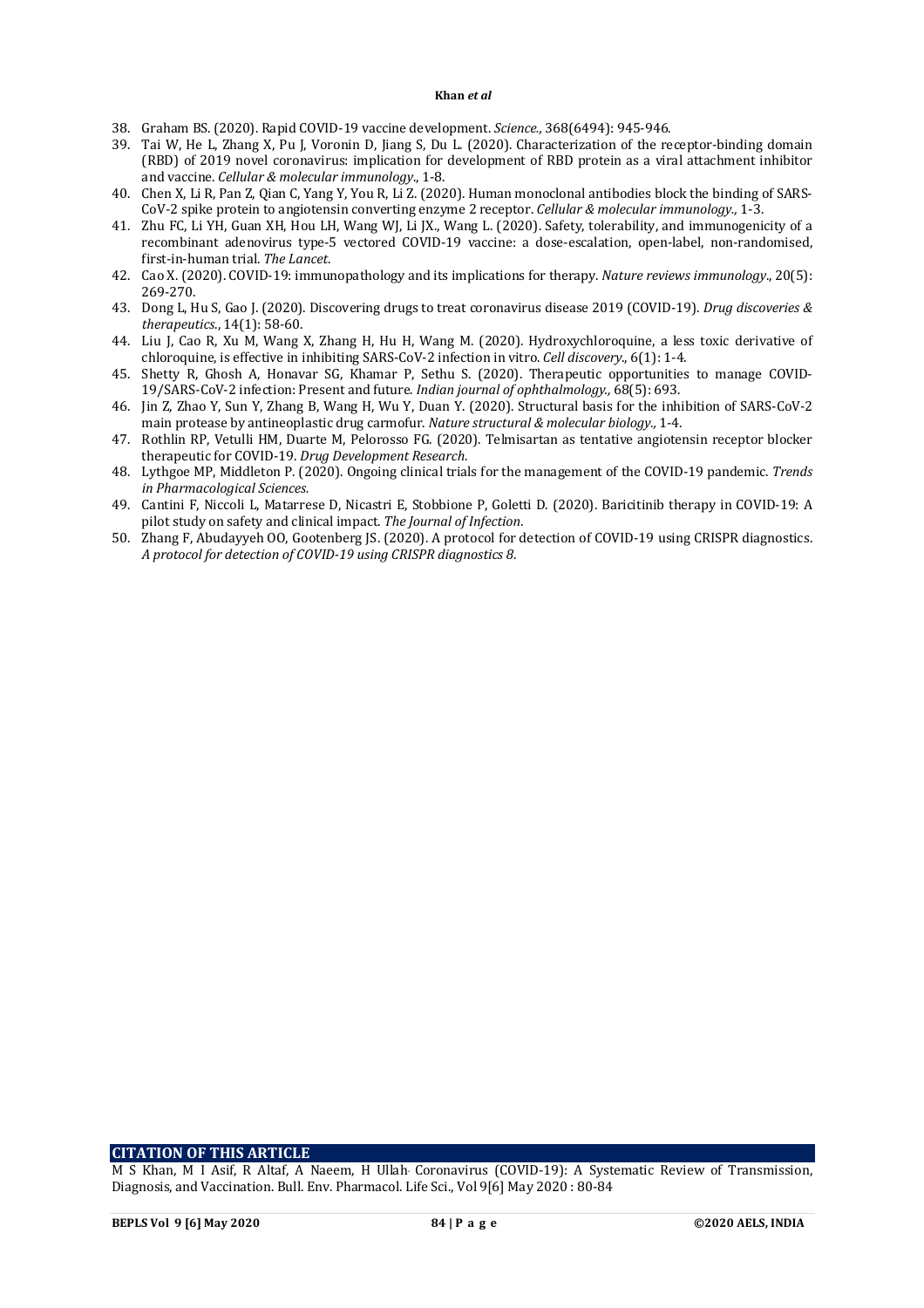38. Graham BS. (2020). Rapid COVID-19 vaccine development. *Science.,* 368(6494): 945-946.
39. Tai W, He L, Zhang X, Pu J, Voronin D, Jiang S, Du L. (2020). Characterization of the receptor-binding domain (RBD) of 2019 novel coronavirus: implication for development of RBD protein as a viral attachment inhibitor and vaccine. *Cellular & molecular immunology*., 1-8.
40. Chen X, Li R, Pan Z, Qian C, Yang Y, You R, Li Z. (2020). Human monoclonal antibodies block the binding of SARS-CoV-2 spike protein to angiotensin converting enzyme 2 receptor. *Cellular & molecular immunology.,* 1-3.
41. Zhu FC, Li YH, Guan XH, Hou LH, Wang WJ, Li JX., Wang L. (2020). Safety, tolerability, and immunogenicity of a recombinant adenovirus type-5 vectored COVID-19 vaccine: a dose-escalation, open-label, non-randomised, first-in-human trial. *The Lancet*.
42. Cao X. (2020). COVID-19: immunopathology and its implications for therapy. *Nature reviews immunology*., 20(5): 269-270.
43. Dong L, Hu S, Gao J. (2020). Discovering drugs to treat coronavirus disease 2019 (COVID-19). *Drug discoveries & therapeutics.*, 14(1): 58-60.
44. Liu J, Cao R, Xu M, Wang X, Zhang H, Hu H, Wang M. (2020). Hydroxychloroquine, a less toxic derivative of chloroquine, is effective in inhibiting SARS-CoV-2 infection in vitro. *Cell discovery*., 6(1): 1-4.
45. Shetty R, Ghosh A, Honavar SG, Khamar P, Sethu S. (2020). Therapeutic opportunities to manage COVID-19/SARS-CoV-2 infection: Present and future. *Indian journal of ophthalmology.,* 68(5): 693.
46. Jin Z, Zhao Y, Sun Y, Zhang B, Wang H, Wu Y, Duan Y. (2020). Structural basis for the inhibition of SARS-CoV-2 main protease by antineoplastic drug carmofur. *Nature structural & molecular biology*., 1-4.
47. Rothlin RP, Vetulli HM, Duarte M, Pelorosso FG. (2020). Telmisartan as tentative angiotensin receptor blocker therapeutic for COVID-19. *Drug Development Research*.
48. Lythgoe MP, Middleton P. (2020). Ongoing clinical trials for the management of the COVID-19 pandemic. *Trends in Pharmacological Sciences*.
49. Cantini F, Niccoli L, Matarrese D, Nicastri E, Stobbione P, Goletti D. (2020). Baricitinib therapy in COVID-19: A pilot study on safety and clinical impact. *The Journal of Infection*.
50. Zhang F, Abudayyeh OO, Gootenberg JS. (2020). A protocol for detection of COVID-19 using CRISPR diagnostics. *A protocol for detection of COVID-19 using CRISPR diagnostics 8*.

**CITATION OF THIS ARTICLE**

M S Khan, M I Asif, R Altaf, A Naeem, H Ullah. Coronavirus (COVID-19): A Systematic Review of Transmission, Diagnosis, and Vaccination. Bull. Env. Pharmacol. Life Sci., Vol 9[6] May 2020 : 80-84